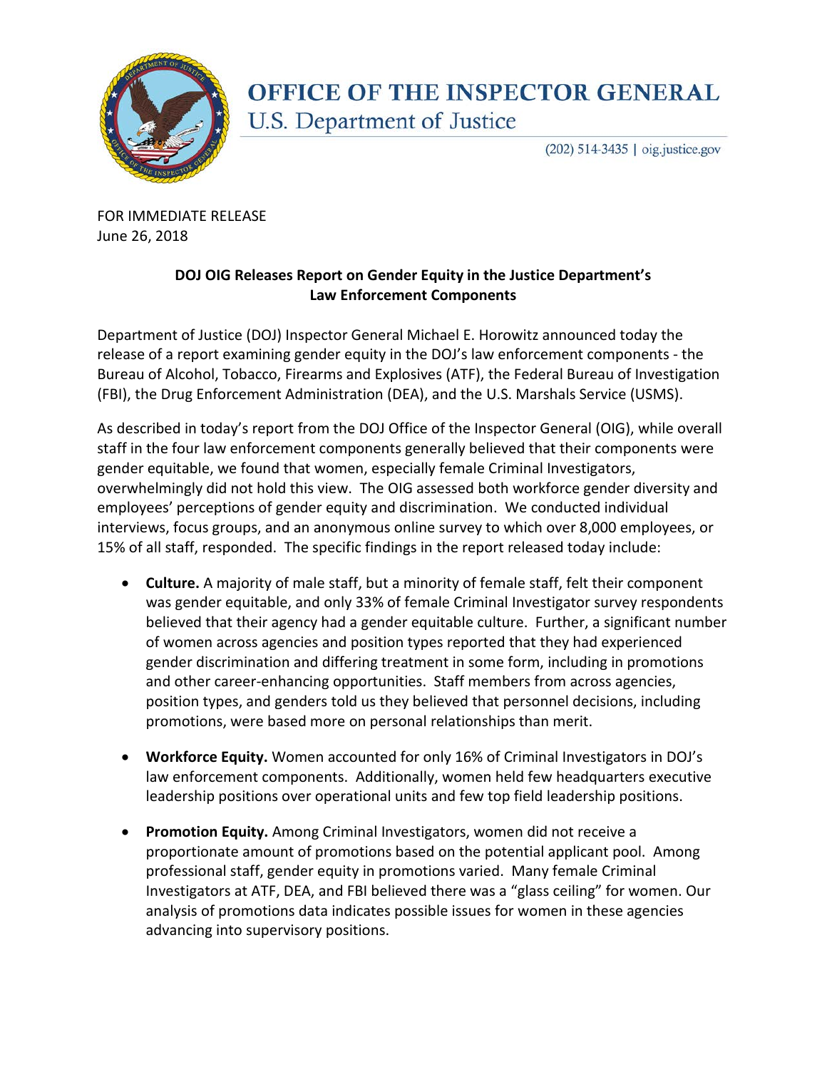# OFFICE OF THE INSPECTOR GENERAL

## U.S. Department of Justice

(202) 514-3435 | oig.justice.gov

FOR IMMEDIATE RELEASE
June 26, 2018

**DOJ OIG Releases Report on Gender Equity in the Justice Department's Law Enforcement Components**

Department of Justice (DOJ) Inspector General Michael E. Horowitz announced today the release of a report examining gender equity in the DOJ's law enforcement components - the Bureau of Alcohol, Tobacco, Firearms and Explosives (ATF), the Federal Bureau of Investigation (FBI), the Drug Enforcement Administration (DEA), and the U.S. Marshals Service (USMS).

As described in today's report from the DOJ Office of the Inspector General (OIG), while overall staff in the four law enforcement components generally believed that their components were gender equitable, we found that women, especially female Criminal Investigators, overwhelmingly did not hold this view. The OIG assessed both workforce gender diversity and employees' perceptions of gender equity and discrimination. We conducted individual interviews, focus groups, and an anonymous online survey to which over 8,000 employees, or 15% of all staff, responded. The specific findings in the report released today include:

- **Culture.** A majority of male staff, but a minority of female staff, felt their component was gender equitable, and only 33% of female Criminal Investigator survey respondents believed that their agency had a gender equitable culture. Further, a significant number of women across agencies and position types reported that they had experienced gender discrimination and differing treatment in some form, including in promotions and other career-enhancing opportunities. Staff members from across agencies, position types, and genders told us they believed that personnel decisions, including promotions, were based more on personal relationships than merit.

- **Workforce Equity.** Women accounted for only 16% of Criminal Investigators in DOJ's law enforcement components. Additionally, women held few headquarters executive leadership positions over operational units and few top field leadership positions.

- **Promotion Equity.** Among Criminal Investigators, women did not receive a proportionate amount of promotions based on the potential applicant pool. Among professional staff, gender equity in promotions varied. Many female Criminal Investigators at ATF, DEA, and FBI believed there was a "glass ceiling" for women. Our analysis of promotions data indicates possible issues for women in these agencies advancing into supervisory positions.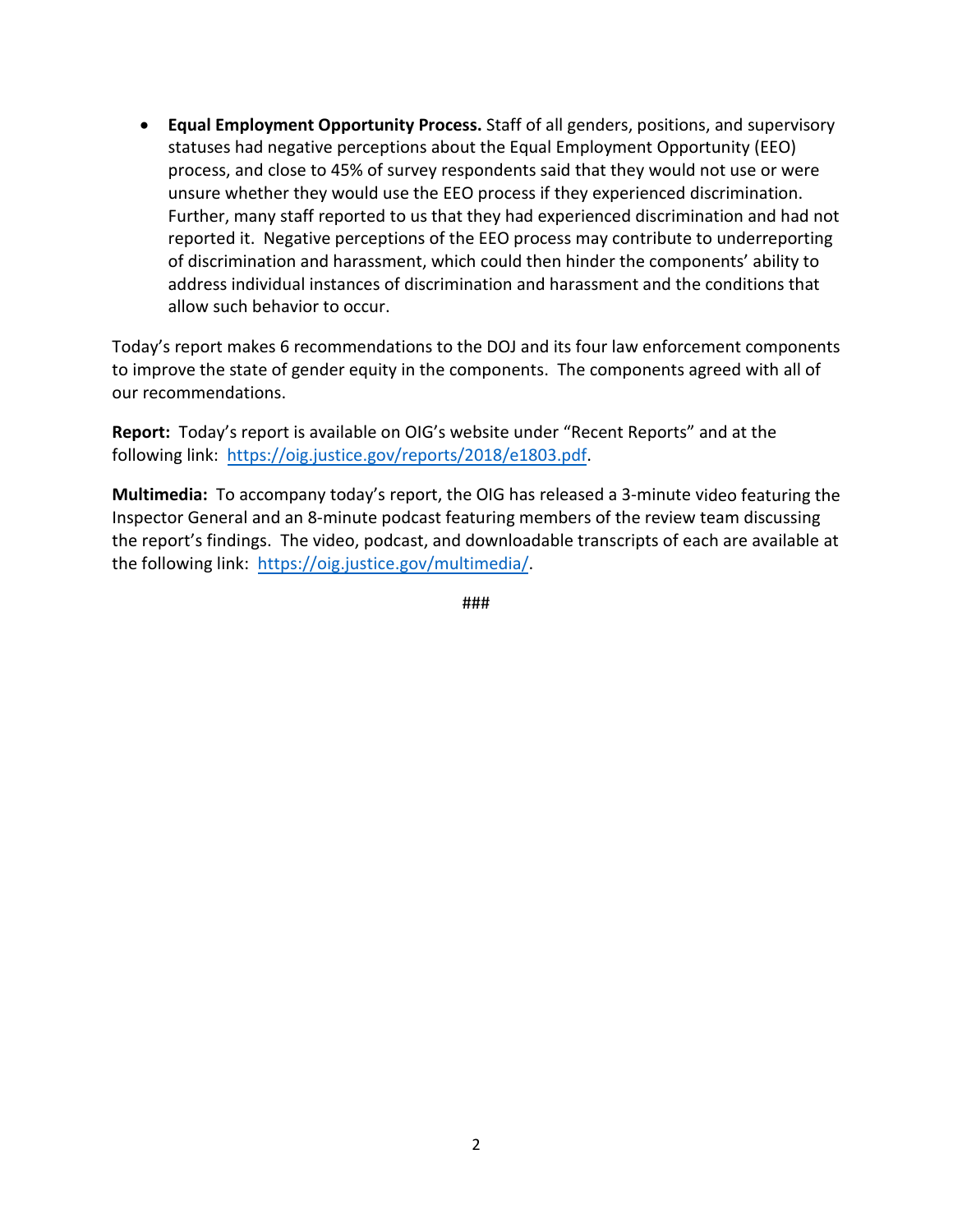- **Equal Employment Opportunity Process.** Staff of all genders, positions, and supervisory statuses had negative perceptions about the Equal Employment Opportunity (EEO) process, and close to 45% of survey respondents said that they would not use or were unsure whether they would use the EEO process if they experienced discrimination. Further, many staff reported to us that they had experienced discrimination and had not reported it. Negative perceptions of the EEO process may contribute to underreporting of discrimination and harassment, which could then hinder the components' ability to address individual instances of discrimination and harassment and the conditions that allow such behavior to occur.

Today's report makes 6 recommendations to the DOJ and its four law enforcement components to improve the state of gender equity in the components. The components agreed with all of our recommendations.

**Report:** Today's report is available on OIG's website under "Recent Reports" and at the following link: https://oig.justice.gov/reports/2018/e1803.pdf.

**Multimedia:** To accompany today's report, the OIG has released a 3-minute video featuring the Inspector General and an 8-minute podcast featuring members of the review team discussing the report's findings. The video, podcast, and downloadable transcripts of each are available at the following link: https://oig.justice.gov/multimedia/.

###